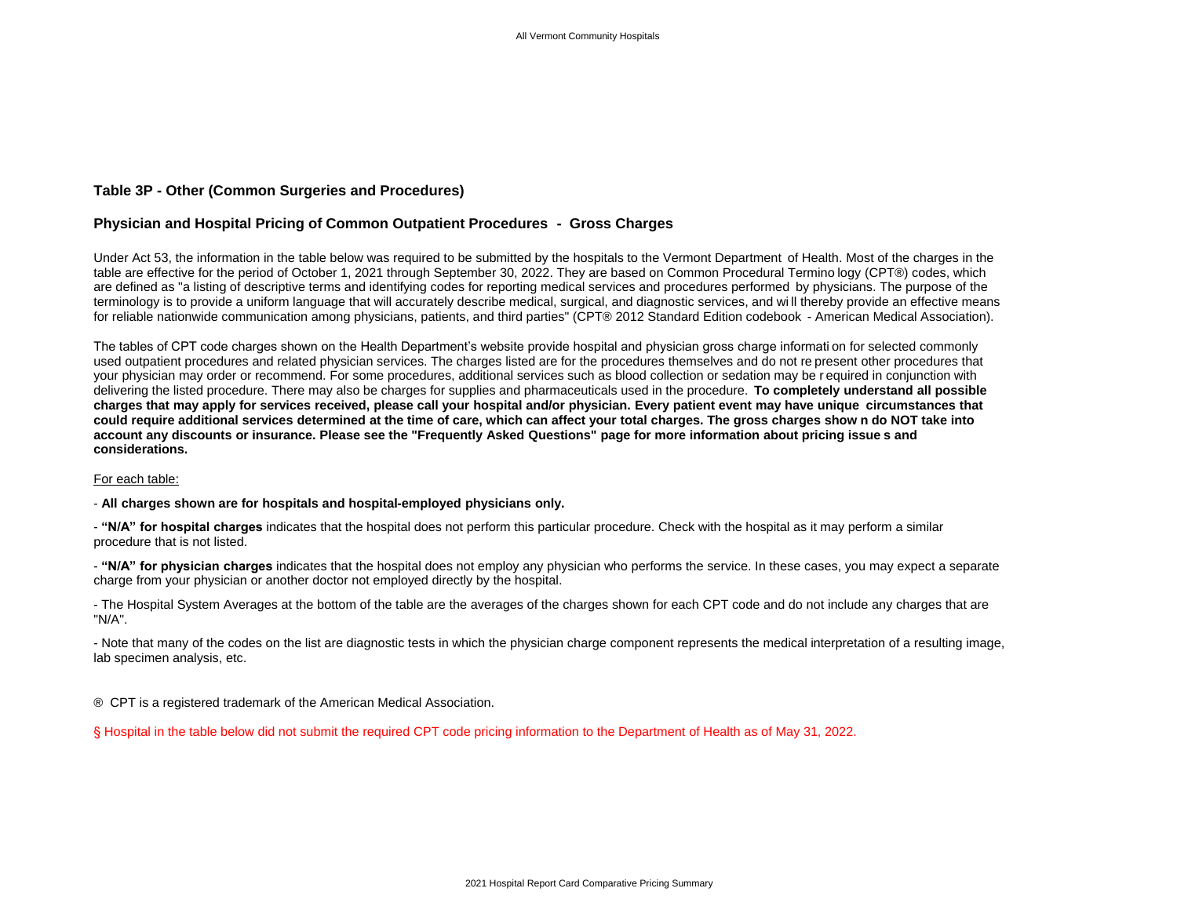## Table 3P - Other (Common Surgeries and Procedures)

## Physician and Hospital Pricing of Common Outpatient Procedures - Gross Charges

Under Act 53, the information in the table below was required to be submitted by the hospitals to the Vermont Department of Health. Most of the charges in the table are effective for the period of October 1, 2021 through September 30, 2022. They are based on Common Procedural Terminology (CPT®) codes, which are defined as "a listing of descriptive terms and identifying codes for reporting medical services and procedures performed by physicians. The purpose of the terminology is to provide a uniform language that will accurately describe medical, surgical, and diagnostic services, and will thereby provide an effective means for reliable nationwide communication among physicians, patients, and third parties" (CPT® 2012 Standard Edition codebook - American Medical Association).

The tables of CPT code charges shown on the Health Department's website provide hospital and physician gross charge information for selected commonly used outpatient procedures and related physician services. The charges listed are for the procedures themselves and do not represent other procedures that your physician may order or recommend. For some procedures, additional services such as blood collection or sedation may be required in conjunction with delivering the listed procedure. There may also be charges for supplies and pharmaceuticals used in the procedure. **To completely understand all possible charges that may apply for services received, please call your hospital and/or physician. Every patient event may have unique circumstances that could require additional services determined at the time of care, which can affect your total charges. The gross charges shown do NOT take into account any discounts or insurance. Please see the "Frequently Asked Questions" page for more information about pricing issues and considerations.**

<u>For each table:</u>

- **All charges shown are for hospitals and hospital-employed physicians only.**

- **"N/A" for hospital charges** indicates that the hospital does not perform this particular procedure. Check with the hospital as it may perform a similar procedure that is not listed.

- **"N/A" for physician charges** indicates that the hospital does not employ any physician who performs the service. In these cases, you may expect a separate charge from your physician or another doctor not employed directly by the hospital.

- The Hospital System Averages at the bottom of the table are the averages of the charges shown for each CPT code and do not include any charges that are "N/A".

- Note that many of the codes on the list are diagnostic tests in which the physician charge component represents the medical interpretation of a resulting image, lab specimen analysis, etc.

® CPT is a registered trademark of the American Medical Association.

§ Hospital in the table below did not submit the required CPT code pricing information to the Department of Health as of May 31, 2022.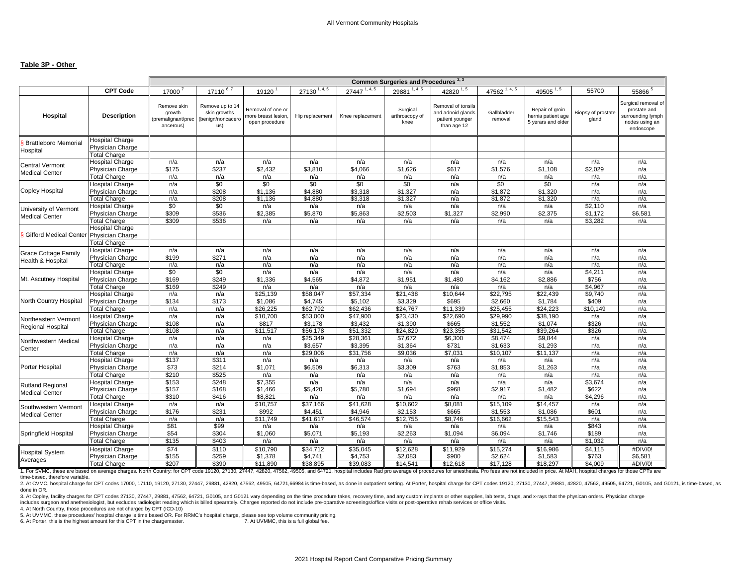## Table 3P - Other

| | | Common Surgeries and Procedures [2, 3] | | | | | | | | | | |
|---|---|---|---|---|---|---|---|---|---|---|---|---|
| | **CPT Code** | 17000 [7] | 17110 [6, 7] | 19120 [1] | 27130 [1, 4, 5] | 27447 [1, 4, 5] | 29881 [1, 4, 5] | 42820 [1, 5] | 47562 [1, 4, 5] | 49505 [1, 5] | 55700 | 55866 [5] |
| **Hospital** | **Description** | Remove skin growth (premalignant/precancerous) | Remove up to 14 skin growths (benign/noncancerous) | Removal of one or more breast lesion, open procedure | Hip replacement | Knee replacement | Surgical arthroscopy of knee | Removal of tonsils and adnoid glands patient younger than age 12 | Gallbladder removal | Repair of groin hernia patient age 5 years and older | Biopsy of prostate gland | Surgical removal of prostate and surrounding lymph nodes using an endoscope |
| § Brattleboro Memorial Hospital | Hospital Charge | | | | | | | | | | | |
| | Physician Charge | | | | | | | | | | | |
| | Total Charge | | | | | | | | | | | |
| Central Vermont Medical Center | Hospital Charge | n/a | n/a | n/a | n/a | n/a | n/a | n/a | n/a | n/a | n/a | n/a |
| | Physician Charge | $175 | $237 | $2,432 | $3,810 | $4,066 | $1,626 | $617 | $1,576 | $1,108 | $2,029 | n/a |
| | Total Charge | n/a | n/a | n/a | n/a | n/a | n/a | n/a | n/a | n/a | n/a | n/a |
| Copley Hospital | Hospital Charge | n/a | $0 | $0 | $0 | $0 | $0 | n/a | $0 | $0 | n/a | n/a |
| | Physician Charge | n/a | $208 | $1,136 | $4,880 | $3,318 | $1,327 | n/a | $1,872 | $1,320 | n/a | n/a |
| | Total Charge | n/a | $208 | $1,136 | $4,880 | $3,318 | $1,327 | n/a | $1,872 | $1,320 | n/a | n/a |
| University of Vermont Medical Center | Hospital Charge | $0 | $0 | n/a | n/a | n/a | n/a | n/a | n/a | n/a | $2,110 | n/a |
| | Physician Charge | $309 | $536 | $2,385 | $5,870 | $5,863 | $2,503 | $1,327 | $2,990 | $2,375 | $1,172 | $6,581 |
| | Total Charge | $309 | $536 | n/a | n/a | n/a | n/a | n/a | n/a | n/a | $3,282 | n/a |
| § Gifford Medical Center | Hospital Charge | | | | | | | | | | | |
| | Physician Charge | | | | | | | | | | | |
| | Total Charge | | | | | | | | | | | |
| Grace Cottage Family Health & Hospital | Hospital Charge | n/a | n/a | n/a | n/a | n/a | n/a | n/a | n/a | n/a | n/a | n/a |
| | Physician Charge | $199 | $271 | n/a | n/a | n/a | n/a | n/a | n/a | n/a | n/a | n/a |
| | Total Charge | n/a | n/a | n/a | n/a | n/a | n/a | n/a | n/a | n/a | n/a | n/a |
| Mt. Ascutney Hospital | Hospital Charge | $0 | $0 | n/a | n/a | n/a | n/a | n/a | n/a | n/a | $4,211 | n/a |
| | Physician Charge | $169 | $249 | $1,336 | $4,565 | $4,872 | $1,951 | $1,480 | $4,162 | $2,886 | $756 | n/a |
| | Total Charge | $169 | $249 | n/a | n/a | n/a | n/a | n/a | n/a | n/a | $4,967 | n/a |
| North Country Hospital | Hospital Charge | n/a | n/a | $25,139 | $58,047 | $57,334 | $21,438 | $10,644 | $22,795 | $22,439 | $9,740 | n/a |
| | Physician Charge | $134 | $173 | $1,086 | $4,745 | $5,102 | $3,329 | $695 | $2,660 | $1,784 | $409 | n/a |
| | Total Charge | n/a | n/a | $26,225 | $62,792 | $62,436 | $24,767 | $11,339 | $25,455 | $24,223 | $10,149 | n/a |
| Northeastern Vermont Regional Hospital | Hospital Charge | n/a | n/a | $10,700 | $53,000 | $47,900 | $23,430 | $22,690 | $29,990 | $38,190 | n/a | n/a |
| | Physician Charge | $108 | n/a | $817 | $3,178 | $3,432 | $1,390 | $665 | $1,552 | $1,074 | $326 | n/a |
| | Total Charge | $108 | n/a | $11,517 | $56,178 | $51,332 | $24,820 | $23,355 | $31,542 | $39,264 | $326 | n/a |
| Northwestern Medical Center | Hospital Charge | n/a | n/a | n/a | $25,349 | $28,361 | $7,672 | $6,300 | $8,474 | $9,844 | n/a | n/a |
| | Physician Charge | n/a | n/a | n/a | $3,657 | $3,395 | $1,364 | $731 | $1,633 | $1,293 | n/a | n/a |
| | Total Charge | n/a | n/a | n/a | $29,006 | $31,756 | $9,036 | $7,031 | $10,107 | $11,137 | n/a | n/a |
| Porter Hospital | Hospital Charge | $137 | $311 | n/a | n/a | n/a | n/a | n/a | n/a | n/a | n/a | n/a |
| | Physician Charge | $73 | $214 | $1,071 | $6,509 | $6,313 | $3,309 | $763 | $1,853 | $1,263 | n/a | n/a |
| | Total Charge | $210 | $525 | n/a | n/a | n/a | n/a | n/a | n/a | n/a | n/a | n/a |
| Rutland Regional Medical Center | Hospital Charge | $153 | $248 | $7,355 | n/a | n/a | n/a | n/a | n/a | n/a | $3,674 | n/a |
| | Physician Charge | $157 | $168 | $1,466 | $5,420 | $5,780 | $1,694 | $968 | $2,917 | $1,482 | $622 | n/a |
| | Total Charge | $310 | $416 | $8,821 | n/a | n/a | n/a | n/a | n/a | n/a | $4,296 | n/a |
| Southwestern Vermont Medical Center | Hospital Charge | n/a | n/a | $10,757 | $37,166 | $41,628 | $10,602 | $8,081 | $15,109 | $14,457 | n/a | n/a |
| | Physician Charge | $176 | $231 | $992 | $4,451 | $4,946 | $2,153 | $665 | $1,553 | $1,086 | $601 | n/a |
| | Total Charge | n/a | n/a | $11,749 | $41,617 | $46,574 | $12,755 | $8,746 | $16,662 | $15,543 | n/a | n/a |
| Springfield Hospital | Hospital Charge | $81 | $99 | n/a | n/a | n/a | n/a | n/a | n/a | n/a | $843 | n/a |
| | Physician Charge | $54 | $304 | $1,060 | $5,071 | $5,193 | $2,263 | $1,094 | $6,094 | $1,746 | $189 | n/a |
| | Total Charge | $135 | $403 | n/a | n/a | n/a | n/a | n/a | n/a | n/a | $1,032 | n/a |
| Hospital System Averages | Hospital Charge | $74 | $110 | $10,790 | $34,712 | $35,045 | $12,628 | $11,929 | $15,274 | $16,986 | $4,115 | #DIV/0! |
| | Physician Charge | $155 | $259 | $1,378 | $4,741 | $4,753 | $2,083 | $900 | $2,624 | $1,583 | $763 | $6,581 |
| | Total Charge | $207 | $390 | $11,890 | $38,895 | $39,083 | $14,541 | $12,618 | $17,128 | $18,297 | $4,009 | #DIV/0! |

1. For SVMC, these are based on average charges. North Country: for CPT code 19120, 27130, 27447, 42820, 47562, 49505, and 64721, hospital includes Rad pro average of procedures for anesthesia. Pro fees are not included in price. At MAH, hospital charges for those CPTs are time-based, therefore variable.

2. At CVMC, hospital charge for CPT codes 17000, 17110, 19120, 27130, 27447, 29881, 42820, 47562, 49505, 64721,66984 is time-based, as done in outpatient setting. At Porter, hospital charge for CPT codes 19120, 27130, 27447, 29881, 42820, 47562, 49505, 64721, G0105, and G0121, is time-based, as done in OR.

3. At Copley, facility charges for CPT codes 27130, 27447, 29881, 47562, 64721, G0105, and G0121 vary depending on the time procedure takes, recovery time, and any custom implants or other supplies, lab tests, drugs, and x-rays that the physican orders. Physician charge includes surgeon and anethesiologist, but excludes radiologist reading which is billed spearately. Charges reported do not include pre-oparative screenings/office visits or post-operative rehab services or office visits.

4. At North Country, those procedures are not charged by CPT (ICD-10)

5. At UVMMC, these procedures' hospital charge is time based OR. For RRMC's hospital charge, please see top volume community pricing.

6. At Porter, this is the highest amount for this CPT in the chargemaster.

7. At UVMMC, this is a full global fee.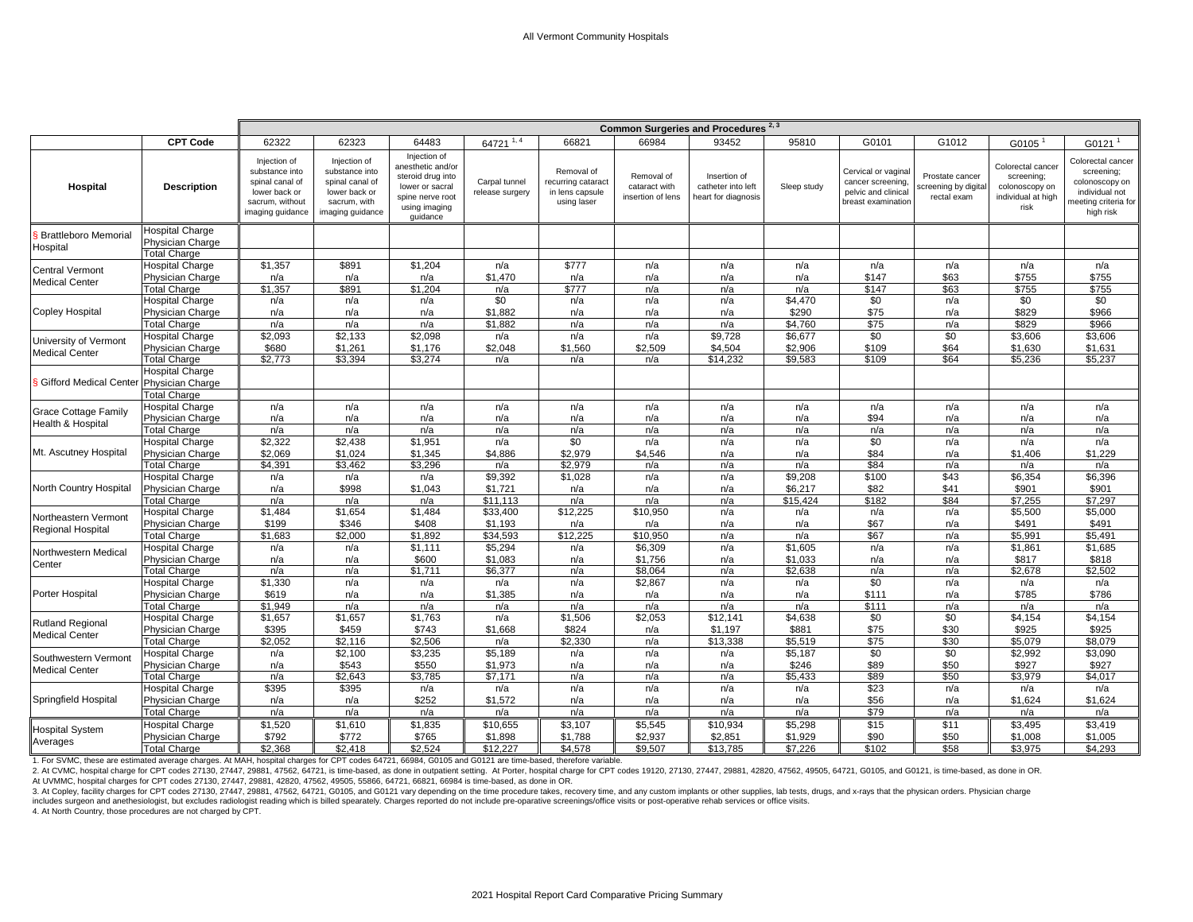## All Vermont Community Hospitals

| | | Common Surgeries and Procedures [2, 3] | | | | | | | | | | | |
|---|---|---|---|---|---|---|---|---|---|---|---|---|---|
| | **CPT Code** | 62322 | 62323 | 64483 | 64721 [1, 4] | 66821 | 66984 | 93452 | 95810 | G0101 | G1012 | G0105 [1] | G0121 [1] |
| **Hospital** | **Description** | Injection of substance into spinal canal of lower back or sacrum, without imaging guidance | Injection of substance into spinal canal of lower back or sacrum, with imaging guidance | Injection of anesthetic and/or steroid drug into lower or sacral spine nerve root using imaging guidance | Carpal tunnel release surgery | Removal of recurring cataract in lens capsule using laser | Removal of cataract with insertion of lens | Insertion of catheter into left heart for diagnosis | Sleep study | Cervical or vaginal cancer screening, pelvic and clinical breast examination | Prostate cancer screening by digital rectal exam | Colorectal cancer screening; colonoscopy on individual at high risk | Colorectal cancer screening; colonoscopy on individual not meeting criteria for high risk |
| § Brattleboro Memorial Hospital | Hospital Charge | | | | | | | | | | | | |
| | Physician Charge | | | | | | | | | | | | |
| | Total Charge | | | | | | | | | | | | |
| Central Vermont Medical Center | Hospital Charge | $1,357 | $891 | $1,204 | n/a | $777 | n/a | n/a | n/a | n/a | n/a | n/a | n/a |
| | Physician Charge | n/a | n/a | n/a | $1,470 | n/a | n/a | n/a | n/a | $147 | $63 | $755 | $755 |
| | Total Charge | $1,357 | $891 | $1,204 | n/a | $777 | n/a | n/a | n/a | $147 | $63 | $755 | $755 |
| Copley Hospital | Hospital Charge | n/a | n/a | n/a | $0 | n/a | n/a | n/a | $4,470 | $0 | n/a | $0 | $0 |
| | Physician Charge | n/a | n/a | n/a | $1,882 | n/a | n/a | n/a | $290 | $75 | n/a | $829 | $966 |
| | Total Charge | n/a | n/a | n/a | $1,882 | n/a | n/a | n/a | $4,760 | $75 | n/a | $829 | $966 |
| University of Vermont Medical Center | Hospital Charge | $2,093 | $2,133 | $2,098 | n/a | n/a | n/a | $9,728 | $6,677 | $0 | $0 | $3,606 | $3,606 |
| | Physician Charge | $680 | $1,261 | $1,176 | $2,048 | $1,560 | $2,509 | $4,504 | $2,906 | $109 | $64 | $1,630 | $1,631 |
| | Total Charge | $2,773 | $3,394 | $3,274 | n/a | n/a | n/a | $14,232 | $9,583 | $109 | $64 | $5,236 | $5,237 |
| § Gifford Medical Center | Hospital Charge | | | | | | | | | | | | |
| | Physician Charge | | | | | | | | | | | | |
| | Total Charge | | | | | | | | | | | | |
| Grace Cottage Family Health & Hospital | Hospital Charge | n/a | n/a | n/a | n/a | n/a | n/a | n/a | n/a | n/a | n/a | n/a | n/a |
| | Physician Charge | n/a | n/a | n/a | n/a | n/a | n/a | n/a | n/a | $94 | n/a | n/a | n/a |
| | Total Charge | n/a | n/a | n/a | n/a | n/a | n/a | n/a | n/a | n/a | n/a | n/a | n/a |
| Mt. Ascutney Hospital | Hospital Charge | $2,322 | $2,438 | $1,951 | n/a | $0 | n/a | n/a | n/a | $0 | n/a | n/a | n/a |
| | Physician Charge | $2,069 | $1,024 | $1,345 | $4,886 | $2,979 | $4,546 | n/a | n/a | $84 | n/a | $1,406 | $1,229 |
| | Total Charge | $4,391 | $3,462 | $3,296 | n/a | $2,979 | n/a | n/a | n/a | $84 | n/a | n/a | n/a |
| North Country Hospital | Hospital Charge | n/a | n/a | n/a | $9,392 | $1,028 | n/a | n/a | $9,208 | $100 | $43 | $6,354 | $6,396 |
| | Physician Charge | n/a | $998 | $1,043 | $1,721 | n/a | n/a | n/a | $6,217 | $82 | $41 | $901 | $901 |
| | Total Charge | n/a | n/a | n/a | $11,113 | n/a | n/a | n/a | $15,424 | $182 | $84 | $7,255 | $7,297 |
| Northeastern Vermont Regional Hospital | Hospital Charge | $1,484 | $1,654 | $1,484 | $33,400 | $12,225 | $10,950 | n/a | n/a | n/a | n/a | $5,500 | $5,000 |
| | Physician Charge | $199 | $346 | $408 | $1,193 | n/a | n/a | n/a | n/a | $67 | n/a | $491 | $491 |
| | Total Charge | $1,683 | $2,000 | $1,892 | $34,593 | $12,225 | $10,950 | n/a | n/a | $67 | n/a | $5,991 | $5,491 |
| Northwestern Medical Center | Hospital Charge | n/a | n/a | $1,111 | $5,294 | n/a | $6,309 | n/a | $1,605 | n/a | n/a | $1,861 | $1,685 |
| | Physician Charge | n/a | n/a | $600 | $1,083 | n/a | $1,756 | n/a | $1,033 | n/a | n/a | $817 | $818 |
| | Total Charge | n/a | n/a | $1,711 | $6,377 | n/a | $8,064 | n/a | $2,638 | n/a | n/a | $2,678 | $2,502 |
| Porter Hospital | Hospital Charge | $1,330 | n/a | n/a | n/a | n/a | $2,867 | n/a | n/a | $0 | n/a | n/a | n/a |
| | Physician Charge | $619 | n/a | n/a | $1,385 | n/a | n/a | n/a | n/a | $111 | n/a | $785 | $786 |
| | Total Charge | $1,949 | n/a | n/a | n/a | n/a | n/a | n/a | n/a | $111 | n/a | n/a | n/a |
| Rutland Regional Medical Center | Hospital Charge | $1,657 | $1,657 | $1,763 | n/a | $1,506 | $2,053 | $12,141 | $4,638 | $0 | $0 | $4,154 | $4,154 |
| | Physician Charge | $395 | $459 | $743 | $1,668 | $824 | n/a | $1,197 | $881 | $75 | $30 | $925 | $925 |
| | Total Charge | $2,052 | $2,116 | $2,506 | n/a | $2,330 | n/a | $13,338 | $5,519 | $75 | $30 | $5,079 | $8,079 |
| Southwestern Vermont Medical Center | Hospital Charge | n/a | $2,100 | $3,235 | $5,189 | n/a | n/a | n/a | $5,187 | $0 | n/a | $2,992 | $3,090 |
| | Physician Charge | n/a | $543 | $550 | $1,973 | n/a | n/a | n/a | $246 | $89 | $50 | $927 | $927 |
| | Total Charge | n/a | $2,643 | $3,785 | $7,171 | n/a | n/a | n/a | $5,433 | $89 | $50 | $3,979 | $4,017 |
| Springfield Hospital | Hospital Charge | $395 | $395 | n/a | n/a | n/a | n/a | n/a | n/a | $23 | n/a | n/a | n/a |
| | Physician Charge | n/a | n/a | $252 | $1,572 | n/a | n/a | n/a | n/a | $56 | n/a | $1,624 | $1,624 |
| | Total Charge | n/a | n/a | n/a | n/a | n/a | n/a | n/a | n/a | $79 | n/a | n/a | n/a |
| Hospital System Averages | Hospital Charge | $1,520 | $1,610 | $1,835 | $10,655 | $3,107 | $5,545 | $10,934 | $5,298 | $15 | $11 | $3,495 | $3,419 |
| | Physician Charge | $792 | $772 | $765 | $1,898 | $1,788 | $2,937 | $2,851 | $1,929 | $90 | $50 | $1,008 | $1,005 |
| | Total Charge | $2,368 | $2,418 | $2,524 | $12,227 | $4,578 | $9,507 | $13,785 | $7,226 | $102 | $58 | $3,975 | $4,293 |

1. For SVMC, these are estimated average charges. At MAH, hospital charges for CPT codes 64721, 66984, G0105 and G0121 are time-based, therefore variable.

2. At CVMC, hospital charge for CPT codes 27130, 27447, 29881, 47562, 64721, is time-based, as done in outpatient setting. At Porter, hospital charge for CPT codes 19120, 27130, 27447, 29881, 42820, 47562, 49505, 64721, G0105, and G0121, is time-based, as done in OR.
At UVMMC, hospital charges for CPT codes 27130, 27447, 29881, 42820, 47562, 49505, 55866, 64721, 66821, 66984 is time-based, as done in OR.

3. At Copley, facility charges for CPT codes 27130, 27447, 29881, 47562, 64721, G0105, and G0121 vary depending on the time procedure takes, recovery time, and any custom implants or other supplies, lab tests, drugs, and x-rays that the physican orders. Physician charge includes surgeon and anethesiologist, but excludes radiologist reading which is billed spearately. Charges reported do not include pre-oparative screenings/office visits or post-operative rehab services or office visits.

4. At North Country, those procedures are not charged by CPT.